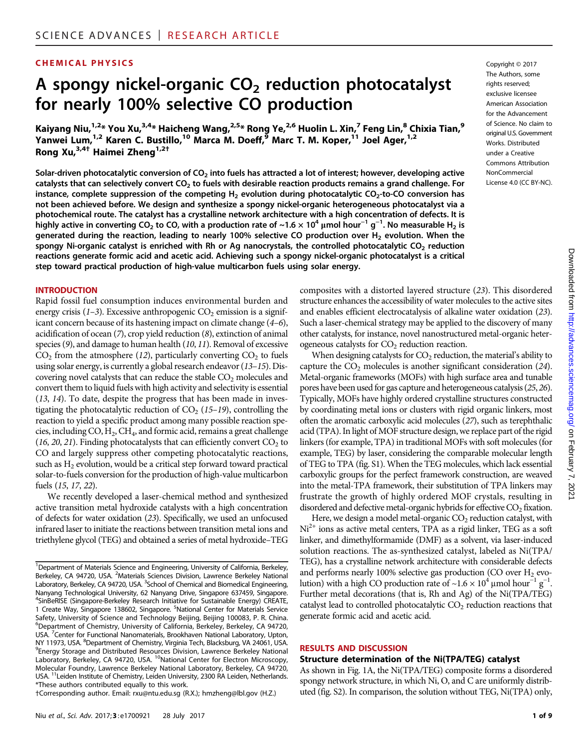CHEMICAL PHYSICS

# A spongy nickel-organic $CO_2$ reduction photocatalyst for nearly 100% selective CO production

Kaiyang Niu,[1,2]* You Xu,[3,4]* Haicheng Wang,[2,5]* Rong Ye,[2,6] Huolin L. Xin,[7] Feng Lin,[8] Chixia Tian,[9] Yanwei Lum,[1,2] Karen C. Bustillo,[10] Marca M. Doeff,[9] Marc T. M. Koper,[11] Joel Ager,[1,2] Rong Xu,[3,4]† Haimei Zheng[1,2]†

Copyright © 2017 The Authors, some rights reserved; exclusive licensee American Association for the Advancement of Science. No claim to original U.S. Government Works. Distributed under a Creative Commons Attribution NonCommercial License 4.0 (CC BY-NC).

**Solar-driven photocatalytic conversion of $CO_2$ into fuels has attracted a lot of interest; however, developing active catalysts that can selectively convert $CO_2$ to fuels with desirable reaction products remains a grand challenge. For instance, complete suppression of the competing $H_2$ evolution during photocatalytic $CO_2$-to-CO conversion has not been achieved before. We design and synthesize a spongy nickel-organic heterogeneous photocatalyst via a photochemical route. The catalyst has a crystalline network architecture with a high concentration of defects. It is highly active in converting $CO_2$ to CO, with a production rate of ~$1.6 \times 10^4$ μmol hour$^{-1}$ g$^{-1}$. No measurable $H_2$ is generated during the reaction, leading to nearly 100% selective CO production over $H_2$ evolution. When the spongy Ni-organic catalyst is enriched with Rh or Ag nanocrystals, the controlled photocatalytic $CO_2$ reduction reactions generate formic acid and acetic acid. Achieving such a spongy nickel-organic photocatalyst is a critical step toward practical production of high-value multicarbon fuels using solar energy.**

## INTRODUCTION

Rapid fossil fuel consumption induces environmental burden and energy crisis (*1*–*3*). Excessive anthropogenic $CO_2$ emission is a significant concern because of its hastening impact on climate change (*4*–*6*), acidification of ocean (*7*), crop yield reduction (*8*), extinction of animal species (*9*), and damage to human health (*10*, *11*). Removal of excessive $CO_2$ from the atmosphere (*12*), particularly converting $CO_2$ to fuels using solar energy, is currently a global research endeavor (*13*–*15*). Discovering novel catalysts that can reduce the stable $CO_2$ molecules and convert them to liquid fuels with high activity and selectivity is essential (*13*, *14*). To date, despite the progress that has been made in investigating the photocatalytic reduction of $CO_2$ (*15*–*19*), controlling the reaction to yield a specific product among many possible reaction species, including CO, $H_2$, $CH_4$, and formic acid, remains a great challenge (*16*, *20*, *21*). Finding photocatalysts that can efficiently convert $CO_2$ to CO and largely suppress other competing photocatalytic reactions, such as $H_2$ evolution, would be a critical step forward toward practical solar-to-fuels conversion for the production of high-value multicarbon fuels (*15*, *17*, *22*).

We recently developed a laser-chemical method and synthesized active transition metal hydroxide catalysts with a high concentration of defects for water oxidation (*23*). Specifically, we used an unfocused infrared laser to initiate the reactions between transition metal ions and triethylene glycol (TEG) and obtained a series of metal hydroxide–TEG composites with a distorted layered structure (*23*). This disordered structure enhances the accessibility of water molecules to the active sites and enables efficient electrocatalysis of alkaline water oxidation (*23*). Such a laser-chemical strategy may be applied to the discovery of many other catalysts, for instance, novel nanostructured metal-organic heterogeneous catalysts for $CO_2$ reduction reaction.

When designing catalysts for $CO_2$ reduction, the material's ability to capture the $CO_2$ molecules is another significant consideration (*24*). Metal-organic frameworks (MOFs) with high surface area and tunable pores have been used for gas capture and heterogeneous catalysis (*25*, *26*). Typically, MOFs have highly ordered crystalline structures constructed by coordinating metal ions or clusters with rigid organic linkers, most often the aromatic carboxylic acid molecules (*27*), such as terephthalic acid (TPA). In light of MOF structure design, we replace part of the rigid linkers (for example, TPA) in traditional MOFs with soft molecules (for example, TEG) by laser, considering the comparable molecular length of TEG to TPA (fig. S1). When the TEG molecules, which lack essential carboxylic groups for the perfect framework construction, are weaved into the metal-TPA framework, their substitution of TPA linkers may frustrate the growth of highly ordered MOF crystals, resulting in disordered and defective metal-organic hybrids for effective $CO_2$ fixation.

Here, we design a model metal-organic $CO_2$ reduction catalyst, with $Ni^{2+}$ ions as active metal centers, TPA as a rigid linker, TEG as a soft linker, and dimethylformamide (DMF) as a solvent, via laser-induced solution reactions. The as-synthesized catalyst, labeled as Ni(TPA/TEG), has a crystalline network architecture with considerable defects and performs nearly 100% selective gas production (CO over $H_2$ evolution) with a high CO production rate of ~$1.6 \times 10^4$ μmol hour$^{-1}$ g$^{-1}$. Further metal decorations (that is, Rh and Ag) of the Ni(TPA/TEG) catalyst lead to controlled photocatalytic $CO_2$ reduction reactions that generate formic acid and acetic acid.

## RESULTS AND DISCUSSION

### Structure determination of the Ni(TPA/TEG) catalyst

As shown in Fig. 1A, the Ni(TPA/TEG) composite forms a disordered spongy network structure, in which Ni, O, and C are uniformly distributed (fig. S2). In comparison, the solution without TEG, Ni(TPA) only,

[1]Department of Materials Science and Engineering, University of California, Berkeley, Berkeley, CA 94720, USA. [2]Materials Sciences Division, Lawrence Berkeley National Laboratory, Berkeley, CA 94720, USA. [3]School of Chemical and Biomedical Engineering, Nanyang Technological University, 62 Nanyang Drive, Singapore 637459, Singapore. [4]SinBeRISE (Singapore-Berkeley Research Initiative for Sustainable Energy) CREATE, 1 Create Way, Singapore 138602, Singapore. [5]National Center for Materials Service Safety, University of Science and Technology Beijing, Beijing 100083, P. R. China. [6]Department of Chemistry, University of California, Berkeley, Berkeley, CA 94720, USA. [7]Center for Functional Nanomaterials, Brookhaven National Laboratory, Upton, NY 11973, USA. [8]Department of Chemistry, Virginia Tech, Blacksburg, VA 24061, USA. [9]Energy Storage and Distributed Resources Division, Lawrence Berkeley National Laboratory, Berkeley, CA 94720, USA. [10]National Center for Electron Microscopy, Molecular Foundry, Lawrence Berkeley National Laboratory, Berkeley, CA 94720, USA. [11]Leiden Institute of Chemistry, Leiden University, 2300 RA Leiden, Netherlands.
*These authors contributed equally to this work.
†Corresponding author. Email: rxu@ntu.edu.sg (R.X.); hmzheng@lbl.gov (H.Z.)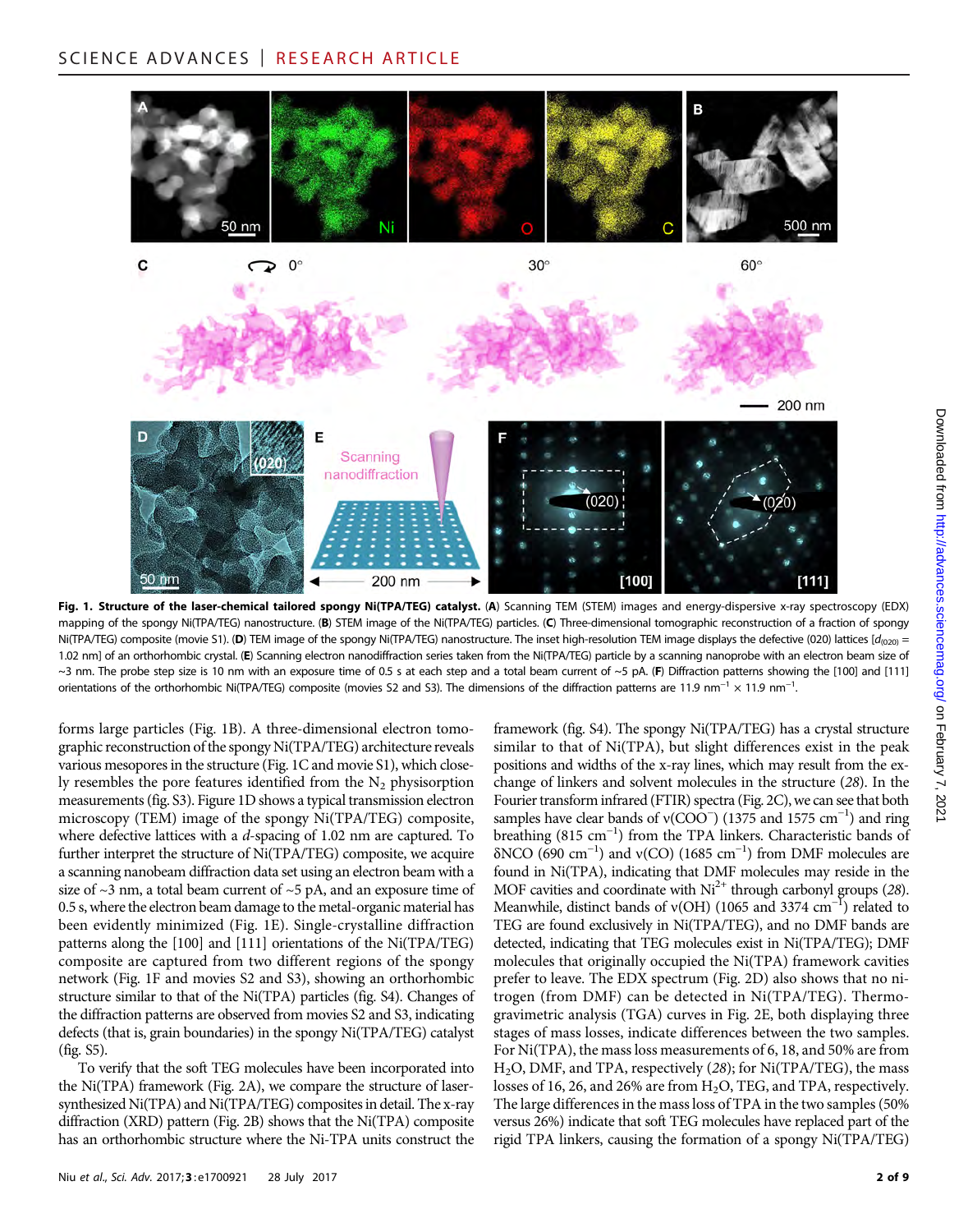**Fig. 1. Structure of the laser-chemical tailored spongy Ni(TPA/TEG) catalyst.** (**A**) Scanning TEM (STEM) images and energy-dispersive x-ray spectroscopy (EDX) mapping of the spongy Ni(TPA/TEG) nanostructure. (**B**) STEM image of the Ni(TPA/TEG) particles. (**C**) Three-dimensional tomographic reconstruction of a fraction of spongy Ni(TPA/TEG) composite (movie S1). (**D**) TEM image of the spongy Ni(TPA/TEG) nanostructure. The inset high-resolution TEM image displays the defective (020) lattices [$d_{(020)}$ = 1.02 nm] of an orthorhombic crystal. (**E**) Scanning electron nanodiffraction series taken from the Ni(TPA/TEG) particle by a scanning nanoprobe with an electron beam size of ~3 nm. The probe step size is 10 nm with an exposure time of 0.5 s at each step and a total beam current of ~5 pA. (**F**) Diffraction patterns showing the [100] and [111] orientations of the orthorhombic Ni(TPA/TEG) composite (movies S2 and S3). The dimensions of the diffraction patterns are 11.9 $nm^{-1}$ × 11.9 $nm^{-1}$.

forms large particles (Fig. 1B). A three-dimensional electron tomographic reconstruction of the spongy Ni(TPA/TEG) architecture reveals various mesopores in the structure (Fig. 1C and movie S1), which closely resembles the pore features identified from the $N_2$ physisorption measurements (fig. S3). Figure 1D shows a typical transmission electron microscopy (TEM) image of the spongy Ni(TPA/TEG) composite, where defective lattices with a *d*-spacing of 1.02 nm are captured. To further interpret the structure of Ni(TPA/TEG) composite, we acquire a scanning nanobeam diffraction data set using an electron beam with a size of ~3 nm, a total beam current of ~5 pA, and an exposure time of 0.5 s, where the electron beam damage to the metal-organic material has been evidently minimized (Fig. 1E). Single-crystalline diffraction patterns along the [100] and [111] orientations of the Ni(TPA/TEG) composite are captured from two different regions of the spongy network (Fig. 1F and movies S2 and S3), showing an orthorhombic structure similar to that of the Ni(TPA) particles (fig. S4). Changes of the diffraction patterns are observed from movies S2 and S3, indicating defects (that is, grain boundaries) in the spongy Ni(TPA/TEG) catalyst (fig. S5).

To verify that the soft TEG molecules have been incorporated into the Ni(TPA) framework (Fig. 2A), we compare the structure of laser-synthesized Ni(TPA) and Ni(TPA/TEG) composites in detail. The x-ray diffraction (XRD) pattern (Fig. 2B) shows that the Ni(TPA) composite has an orthorhombic structure where the Ni-TPA units construct the framework (fig. S4). The spongy Ni(TPA/TEG) has a crystal structure similar to that of Ni(TPA), but slight differences exist in the peak positions and widths of the x-ray lines, which may result from the exchange of linkers and solvent molecules in the structure (28). In the Fourier transform infrared (FTIR) spectra (Fig. 2C), we can see that both samples have clear bands of $\nu(COO^-)$ (1375 and 1575 $cm^{-1}$) and ring breathing (815 $cm^{-1}$) from the TPA linkers. Characteristic bands of $\delta$NCO (690 $cm^{-1}$) and $\nu$(CO) (1685 $cm^{-1}$) from DMF molecules are found in Ni(TPA), indicating that DMF molecules may reside in the MOF cavities and coordinate with $Ni^{2+}$ through carbonyl groups (28). Meanwhile, distinct bands of $\nu$(OH) (1065 and 3374 $cm^{-1}$) related to TEG are found exclusively in Ni(TPA/TEG), and no DMF bands are detected, indicating that TEG molecules exist in Ni(TPA/TEG); DMF molecules that originally occupied the Ni(TPA) framework cavities prefer to leave. The EDX spectrum (Fig. 2D) also shows that no nitrogen (from DMF) can be detected in Ni(TPA/TEG). Thermogravimetric analysis (TGA) curves in Fig. 2E, both displaying three stages of mass losses, indicate differences between the two samples. For Ni(TPA), the mass loss measurements of 6, 18, and 50% are from $H_2O$, DMF, and TPA, respectively (28); for Ni(TPA/TEG), the mass losses of 16, 26, and 26% are from $H_2O$, TEG, and TPA, respectively. The large differences in the mass loss of TPA in the two samples (50% versus 26%) indicate that soft TEG molecules have replaced part of the rigid TPA linkers, causing the formation of a spongy Ni(TPA/TEG)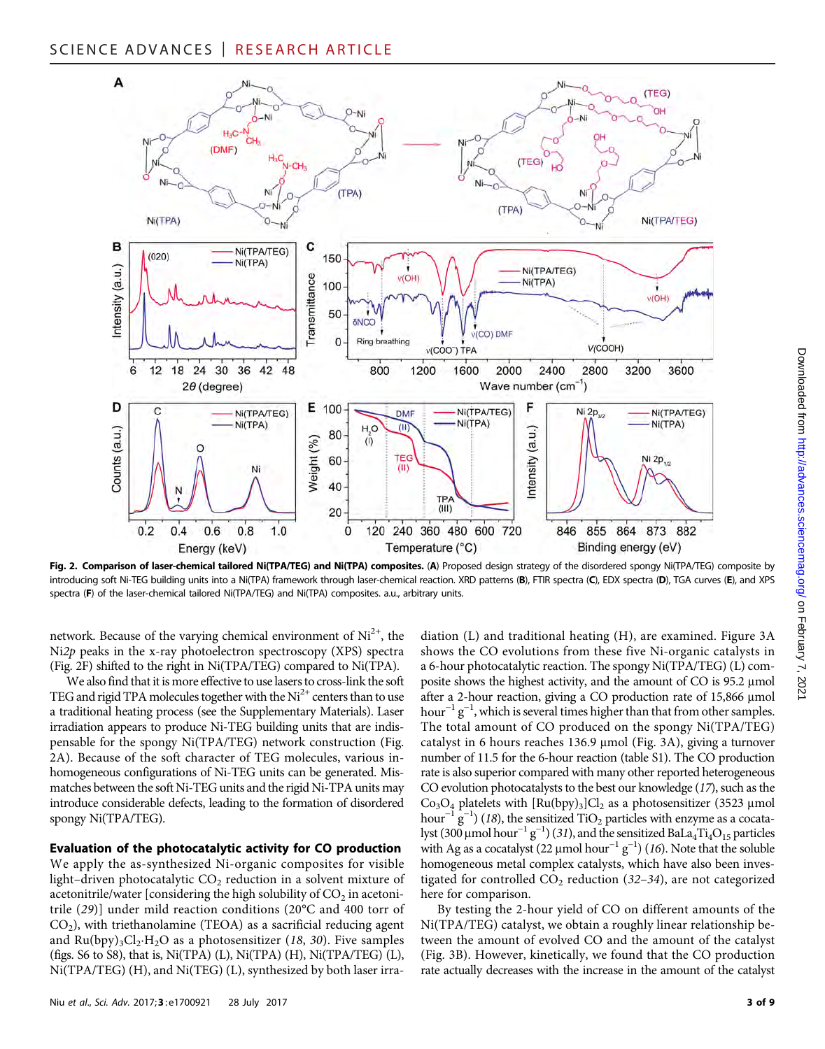**Fig. 2. Comparison of laser-chemical tailored Ni(TPA/TEG) and Ni(TPA) composites.** (**A**) Proposed design strategy of the disordered spongy Ni(TPA/TEG) composite by introducing soft Ni-TEG building units into a Ni(TPA) framework through laser-chemical reaction. XRD patterns (**B**), FTIR spectra (**C**), EDX spectra (**D**), TGA curves (**E**), and XPS spectra (**F**) of the laser-chemical tailored Ni(TPA/TEG) and Ni(TPA) composites. a.u., arbitrary units.

network. Because of the varying chemical environment of $Ni^{2+}$, the Ni2*p* peaks in the x-ray photoelectron spectroscopy (XPS) spectra (Fig. 2F) shifted to the right in Ni(TPA/TEG) compared to Ni(TPA).

We also find that it is more effective to use lasers to cross-link the soft TEG and rigid TPA molecules together with the $Ni^{2+}$ centers than to use a traditional heating process (see the Supplementary Materials). Laser irradiation appears to produce Ni-TEG building units that are indispensable for the spongy Ni(TPA/TEG) network construction (Fig. 2A). Because of the soft character of TEG molecules, various inhomogeneous configurations of Ni-TEG units can be generated. Mismatches between the soft Ni-TEG units and the rigid Ni-TPA units may introduce considerable defects, leading to the formation of disordered spongy Ni(TPA/TEG).

## Evaluation of the photocatalytic activity for CO production

We apply the as-synthesized Ni-organic composites for visible light–driven photocatalytic $CO_2$ reduction in a solvent mixture of acetonitrile/water [considering the high solubility of $CO_2$ in acetonitrile (29)] under mild reaction conditions (20°C and 400 torr of $CO_2$), with triethanolamine (TEOA) as a sacrificial reducing agent and $Ru(bpy)_3Cl_2{\cdot}H_2O$ as a photosensitizer (18, 30). Five samples (figs. S6 to S8), that is, Ni(TPA) (L), Ni(TPA) (H), Ni(TPA/TEG) (L), Ni(TPA/TEG) (H), and Ni(TEG) (L), synthesized by both laser irradiation (L) and traditional heating (H), are examined. Figure 3A shows the CO evolutions from these five Ni-organic catalysts in a 6-hour photocatalytic reaction. The spongy Ni(TPA/TEG) (L) composite shows the highest activity, and the amount of CO is 95.2 μmol after a 2-hour reaction, giving a CO production rate of 15,866 μmol $hour^{-1}$ $g^{-1}$, which is several times higher than that from other samples. The total amount of CO produced on the spongy Ni(TPA/TEG) catalyst in 6 hours reaches 136.9 μmol (Fig. 3A), giving a turnover number of 11.5 for the 6-hour reaction (table S1). The CO production rate is also superior compared with many other reported heterogeneous CO evolution photocatalysts to the best our knowledge (17), such as the $Co_3O_4$ platelets with $[Ru(bpy)_3]Cl_2$ as a photosensitizer (3523 μmol $hour^{-1}$ $g^{-1}$) (18), the sensitized $TiO_2$ particles with enzyme as a cocatalyst (300 μmol $hour^{-1}$ $g^{-1}$) (31), and the sensitized $BaLa_4Ti_4O_{15}$ particles with Ag as a cocatalyst (22 μmol $hour^{-1}$ $g^{-1}$) (16). Note that the soluble homogeneous metal complex catalysts, which have also been investigated for controlled $CO_2$ reduction (32–34), are not categorized here for comparison.

By testing the 2-hour yield of CO on different amounts of the Ni(TPA/TEG) catalyst, we obtain a roughly linear relationship between the amount of evolved CO and the amount of the catalyst (Fig. 3B). However, kinetically, we found that the CO production rate actually decreases with the increase in the amount of the catalyst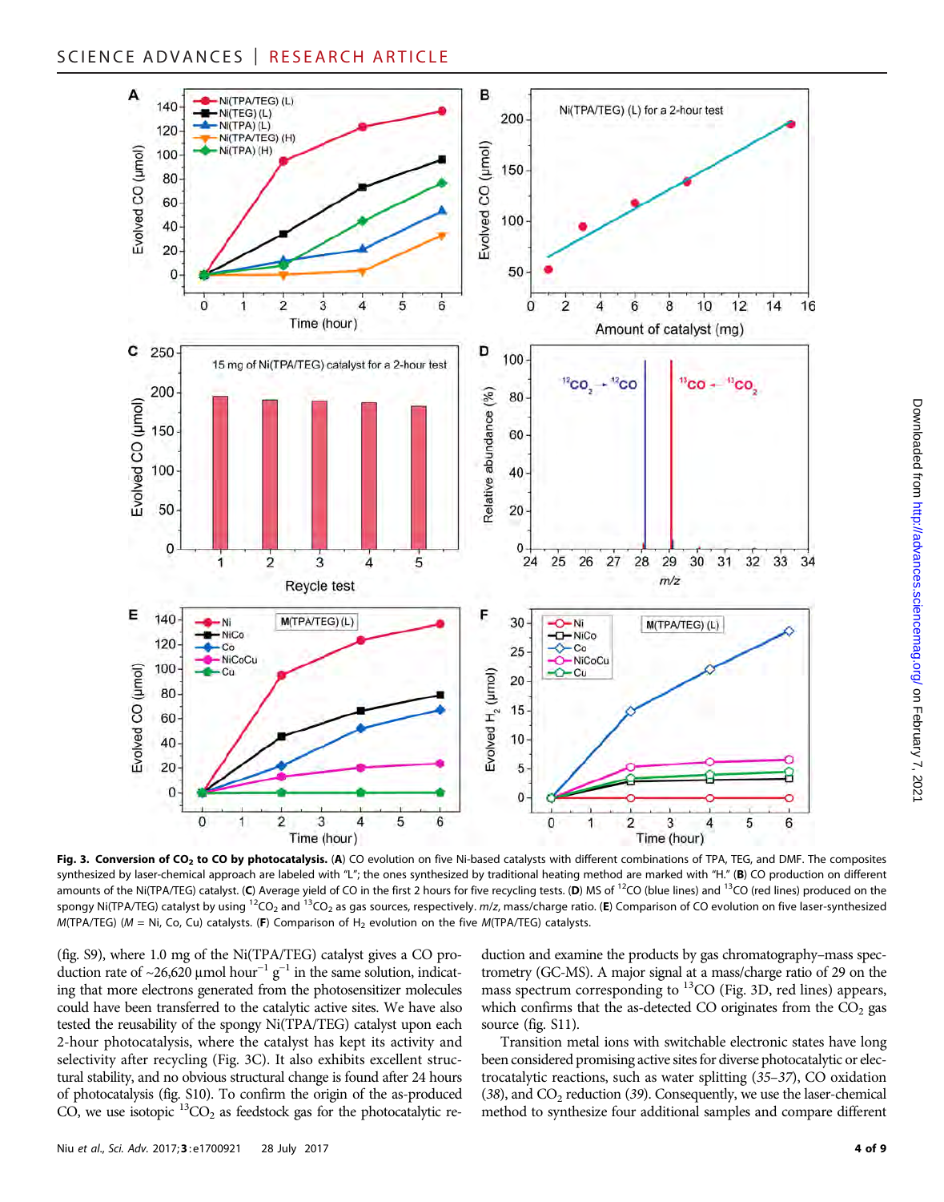**Fig. 3. Conversion of $CO_2$ to CO by photocatalysis.** (**A**) CO evolution on five Ni-based catalysts with different combinations of TPA, TEG, and DMF. The composites synthesized by laser-chemical approach are labeled with "L"; the ones synthesized by traditional heating method are marked with "H." (**B**) CO production on different amounts of the Ni(TPA/TEG) catalyst. (**C**) Average yield of CO in the first 2 hours for five recycling tests. (**D**) MS of $^{12}CO$ (blue lines) and $^{13}CO$ (red lines) produced on the spongy Ni(TPA/TEG) catalyst by using $^{12}CO_2$ and $^{13}CO_2$ as gas sources, respectively. *m/z*, mass/charge ratio. (**E**) Comparison of CO evolution on five laser-synthesized *M*(TPA/TEG) (*M* = Ni, Co, Cu) catalysts. (**F**) Comparison of $H_2$ evolution on the five *M*(TPA/TEG) catalysts.

(fig. S9), where 1.0 mg of the Ni(TPA/TEG) catalyst gives a CO production rate of ~26,620 μmol $hour^{-1}$ $g^{-1}$ in the same solution, indicating that more electrons generated from the photosensitizer molecules could have been transferred to the catalytic active sites. We have also tested the reusability of the spongy Ni(TPA/TEG) catalyst upon each 2-hour photocatalysis, where the catalyst has kept its activity and selectivity after recycling (Fig. 3C). It also exhibits excellent structural stability, and no obvious structural change is found after 24 hours of photocatalysis (fig. S10). To confirm the origin of the as-produced CO, we use isotopic $^{13}CO_2$ as feedstock gas for the photocatalytic reduction and examine the products by gas chromatography–mass spectrometry (GC-MS). A major signal at a mass/charge ratio of 29 on the mass spectrum corresponding to $^{13}CO$ (Fig. 3D, red lines) appears, which confirms that the as-detected CO originates from the $CO_2$ gas source (fig. S11).

Transition metal ions with switchable electronic states have long been considered promising active sites for diverse photocatalytic or electrocatalytic reactions, such as water splitting (*35–37*), CO oxidation (*38*), and $CO_2$ reduction (*39*). Consequently, we use the laser-chemical method to synthesize four additional samples and compare different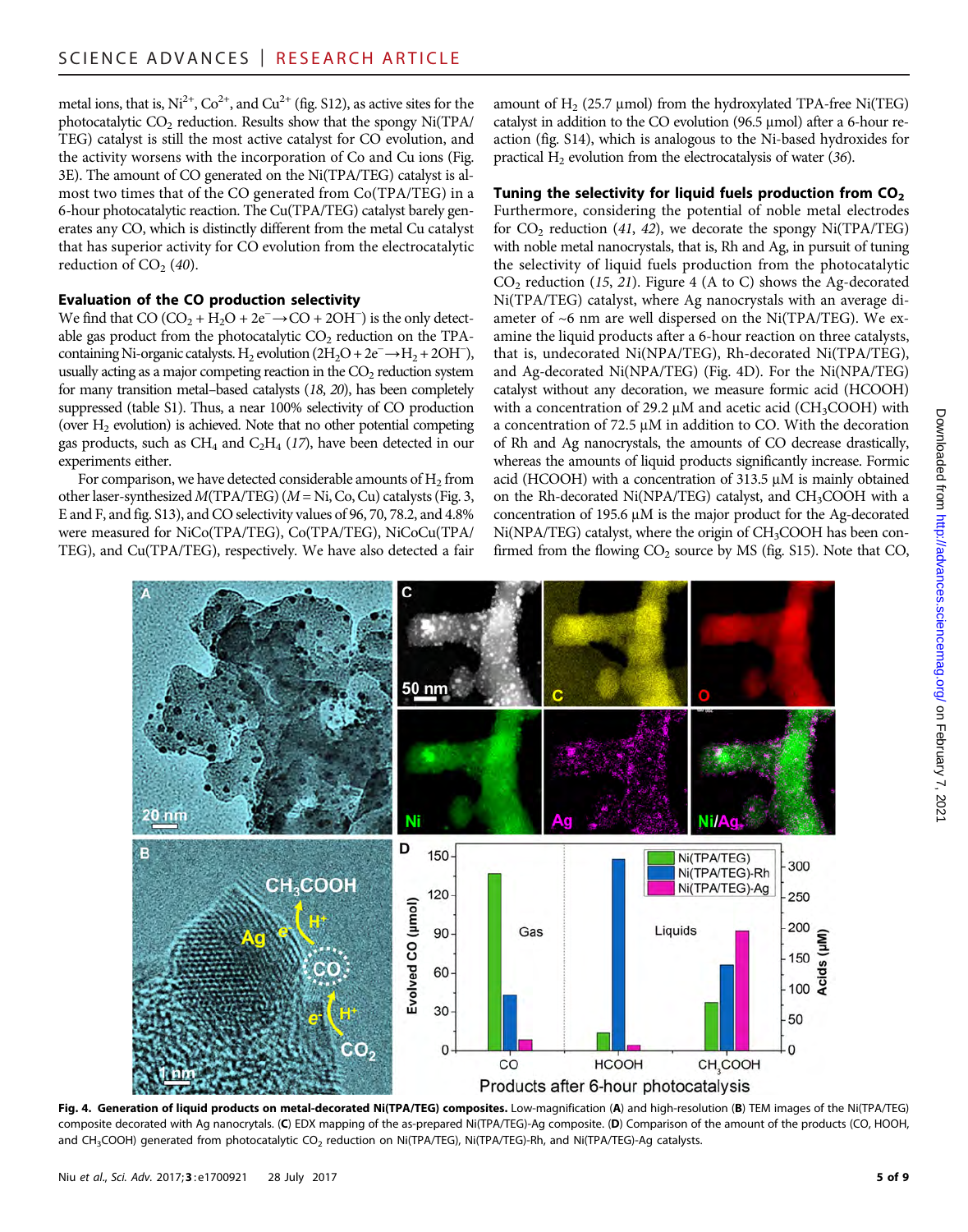metal ions, that is, $Ni^{2+}$, $Co^{2+}$, and $Cu^{2+}$ (fig. S12), as active sites for the photocatalytic $CO_2$ reduction. Results show that the spongy Ni(TPA/TEG) catalyst is still the most active catalyst for CO evolution, and the activity worsens with the incorporation of Co and Cu ions (Fig. 3E). The amount of CO generated on the Ni(TPA/TEG) catalyst is almost two times that of the CO generated from Co(TPA/TEG) in a 6-hour photocatalytic reaction. The Cu(TPA/TEG) catalyst barely generates any CO, which is distinctly different from the metal Cu catalyst that has superior activity for CO evolution from the electrocatalytic reduction of $CO_2$ (40).

### Evaluation of the CO production selectivity

We find that CO ($CO_2 + H_2O + 2e^- \rightarrow CO + 2OH^-$) is the only detectable gas product from the photocatalytic $CO_2$ reduction on the TPA-containing Ni-organic catalysts. $H_2$ evolution ($2H_2O + 2e^- \rightarrow H_2 + 2OH^-$), usually acting as a major competing reaction in the $CO_2$ reduction system for many transition metal–based catalysts (18, 20), has been completely suppressed (table S1). Thus, a near 100% selectivity of CO production (over $H_2$ evolution) is achieved. Note that no other potential competing gas products, such as $CH_4$ and $C_2H_4$ (17), have been detected in our experiments either.

For comparison, we have detected considerable amounts of $H_2$ from other laser-synthesized $M$(TPA/TEG) ($M$ = Ni, Co, Cu) catalysts (Fig. 3, E and F, and fig. S13), and CO selectivity values of 96, 70, 78.2, and 4.8% were measured for NiCo(TPA/TEG), Co(TPA/TEG), NiCoCu(TPA/TEG), and Cu(TPA/TEG), respectively. We have also detected a fair amount of $H_2$ (25.7 μmol) from the hydroxylated TPA-free Ni(TEG) catalyst in addition to the CO evolution (96.5 μmol) after a 6-hour reaction (fig. S14), which is analogous to the Ni-based hydroxides for practical $H_2$ evolution from the electrocatalysis of water (36).

### Tuning the selectivity for liquid fuels production from $CO_2$

Furthermore, considering the potential of noble metal electrodes for $CO_2$ reduction (41, 42), we decorate the spongy Ni(TPA/TEG) with noble metal nanocrystals, that is, Rh and Ag, in pursuit of tuning the selectivity of liquid fuels production from the photocatalytic $CO_2$ reduction (15, 21). Figure 4 (A to C) shows the Ag-decorated Ni(TPA/TEG) catalyst, where Ag nanocrystals with an average diameter of ~6 nm are well dispersed on the Ni(TPA/TEG). We examine the liquid products after a 6-hour reaction on three catalysts, that is, undecorated Ni(NPA/TEG), Rh-decorated Ni(TPA/TEG), and Ag-decorated Ni(NPA/TEG) (Fig. 4D). For the Ni(NPA/TEG) catalyst without any decoration, we measure formic acid (HCOOH) with a concentration of 29.2 μM and acetic acid ($CH_3COOH$) with a concentration of 72.5 μM in addition to CO. With the decoration of Rh and Ag nanocrystals, the amounts of CO decrease drastically, whereas the amounts of liquid products significantly increase. Formic acid (HCOOH) with a concentration of 313.5 μM is mainly obtained on the Rh-decorated Ni(NPA/TEG) catalyst, and $CH_3COOH$ with a concentration of 195.6 μM is the major product for the Ag-decorated Ni(NPA/TEG) catalyst, where the origin of $CH_3COOH$ has been confirmed from the flowing $CO_2$ source by MS (fig. S15). Note that CO,

**Fig. 4. Generation of liquid products on metal-decorated Ni(TPA/TEG) composites.** Low-magnification (**A**) and high-resolution (**B**) TEM images of the Ni(TPA/TEG) composite decorated with Ag nanocrystals. (**C**) EDX mapping of the as-prepared Ni(TPA/TEG)-Ag composite. (**D**) Comparison of the amount of the products (CO, HOOH, and $CH_3COOH$) generated from photocatalytic $CO_2$ reduction on Ni(TPA/TEG), Ni(TPA/TEG)-Rh, and Ni(TPA/TEG)-Ag catalysts.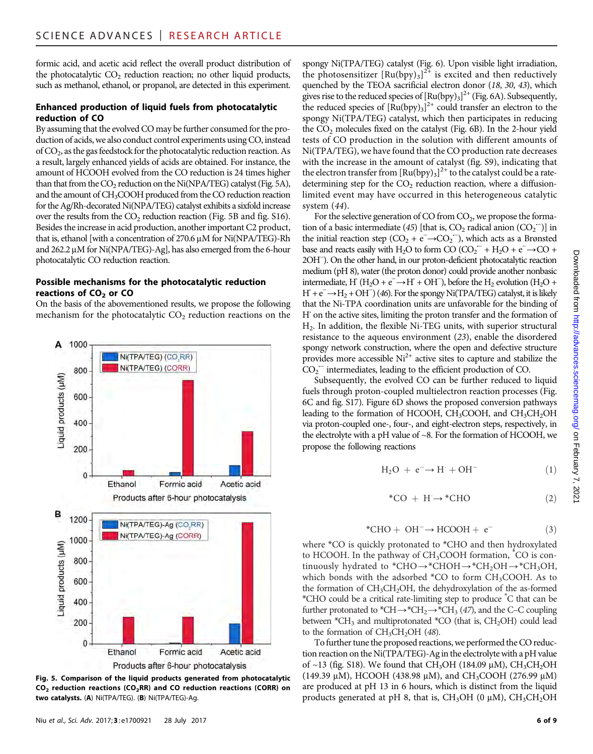formic acid, and acetic acid reflect the overall product distribution of the photocatalytic $CO_2$ reduction reaction; no other liquid products, such as methanol, ethanol, or propanol, are detected in this experiment.

### Enhanced production of liquid fuels from photocatalytic reduction of CO

By assuming that the evolved CO may be further consumed for the production of acids, we also conduct control experiments using CO, instead of $CO_2$, as the gas feedstock for the photocatalytic reduction reaction. As a result, largely enhanced yields of acids are obtained. For instance, the amount of HCOOH evolved from the CO reduction is 24 times higher than that from the $CO_2$ reduction on the Ni(NPA/TEG) catalyst (Fig. 5A), and the amount of $CH_3COOH$ produced from the CO reduction reaction for the Ag/Rh-decorated Ni(NPA/TEG) catalyst exhibits a sixfold increase over the results from the $CO_2$ reduction reaction (Fig. 5B and fig. S16). Besides the increase in acid production, another important C2 product, that is, ethanol [with a concentration of 270.6 μM for Ni(NPA/TEG)-Rh and 262.2 μM for Ni(NPA/TEG)-Ag], has also emerged from the 6-hour photocatalytic CO reduction reaction.

### Possible mechanisms for the photocatalytic reduction reactions of $CO_2$ or CO

On the basis of the abovementioned results, we propose the following mechanism for the photocatalytic $CO_2$ reduction reactions on the spongy Ni(TPA/TEG) catalyst (Fig. 6). Upon visible light irradiation, the photosensitizer $[Ru(bpy)_3]^{2+}$ is excited and then reductively quenched by the TEOA sacrificial electron donor (18, 30, 43), which gives rise to the reduced species of $[Ru(bpy)_3]^{2+}$ (Fig. 6A). Subsequently, the reduced species of $[Ru(bpy)_3]^{2+}$ could transfer an electron to the spongy Ni(TPA/TEG) catalyst, which then participates in reducing the $CO_2$ molecules fixed on the catalyst (Fig. 6B). In the 2-hour yield tests of CO production in the solution with different amounts of Ni(TPA/TEG), we have found that the CO production rate decreases with the increase in the amount of catalyst (fig. S9), indicating that the electron transfer from $[Ru(bpy)_3]^{2+}$ to the catalyst could be a rate-determining step for the $CO_2$ reduction reaction, where a diffusion-limited event may have occurred in this heterogeneous catalytic system (44).

Fig. 5. Comparison of the liquid products generated from photocatalytic $CO_2$ reduction reactions ($CO_2$RR) and CO reduction reactions (CORR) on two catalysts. (A) Ni(TPA/TEG). (B) Ni(TPA/TEG)-Ag.

For the selective generation of CO from $CO_2$, we propose the formation of a basic intermediate (45) [that is, $CO_2$ radical anion ($CO_2^{\cdot-}$)] in the initial reaction step ($CO_2 + e^- \rightarrow CO_2^{\cdot-}$), which acts as a Brønsted base and reacts easily with $H_2O$ to form CO ($CO_2^{\cdot-} + H_2O + e^- \rightarrow CO + 2OH^-$). On the other hand, in our proton-deficient photocatalytic reaction medium (pH 8), water (the proton donor) could provide another nonbasic intermediate, $H^{\cdot}$ ($H_2O + e^- \rightarrow H^{\cdot} + OH^-$), before the $H_2$ evolution ($H_2O + H^{\cdot} + e^- \rightarrow H_2 + OH^-$) (46). For the spongy Ni(TPA/TEG) catalyst, it is likely that the Ni-TPA coordination units are unfavorable for the binding of $H^{\cdot}$ on the active sites, limiting the proton transfer and the formation of $H_2$. In addition, the flexible Ni-TEG units, with superior structural resistance to the aqueous environment (23), enable the disordered spongy network construction, where the open and defective structure provides more accessible $Ni^{2+}$ active sites to capture and stabilize the $CO_2^{\cdot-}$ intermediates, leading to the efficient production of CO.

Subsequently, the evolved CO can be further reduced to liquid fuels through proton-coupled multielectron reaction processes (Fig. 6C and fig. S17). Figure 6D shows the proposed conversion pathways leading to the formation of HCOOH, $CH_3COOH$, and $CH_3CH_2OH$ via proton-coupled one-, four-, and eight-electron steps, respectively, in the electrolyte with a pH value of ~8. For the formation of HCOOH, we propose the following reactions

$$H_2O + e^- \rightarrow H^{\cdot} + OH^- \quad (1)$$

$$*CO + H^{\cdot} \rightarrow *CHO \quad (2)$$

$$*CHO + OH^- \rightarrow HCOOH + e^- \quad (3)$$

where *CO is quickly protonated to *CHO and then hydroxylated to HCOOH. In the pathway of $CH_3COOH$ formation, *CO is continuously hydrated to $*CHO \rightarrow *CHOH \rightarrow *CH_2OH \rightarrow *CH_3OH$, which bonds with the adsorbed *CO to form $CH_3COOH$. As to the formation of $CH_3CH_2OH$, the dehydroxylation of the as-formed *CHO could be a critical rate-limiting step to produce *C that can be further protonated to $*CH \rightarrow *CH_2 \rightarrow *CH_3$ (47), and the C–C coupling between $*CH_3$ and multiprotonated *CO (that is, $CH_2OH$) could lead to the formation of $CH_3CH_2OH$ (48).

To further tune the proposed reactions, we performed the CO reduction reaction on the Ni(TPA/TEG)-Ag in the electrolyte with a pH value of ~13 (fig. S18). We found that $CH_3OH$ (184.09 μM), $CH_3CH_2OH$ (149.39 μM), HCOOH (438.98 μM), and $CH_3COOH$ (276.99 μM) are produced at pH 13 in 6 hours, which is distinct from the liquid products generated at pH 8, that is, $CH_3OH$ (0 μM), $CH_3CH_2OH$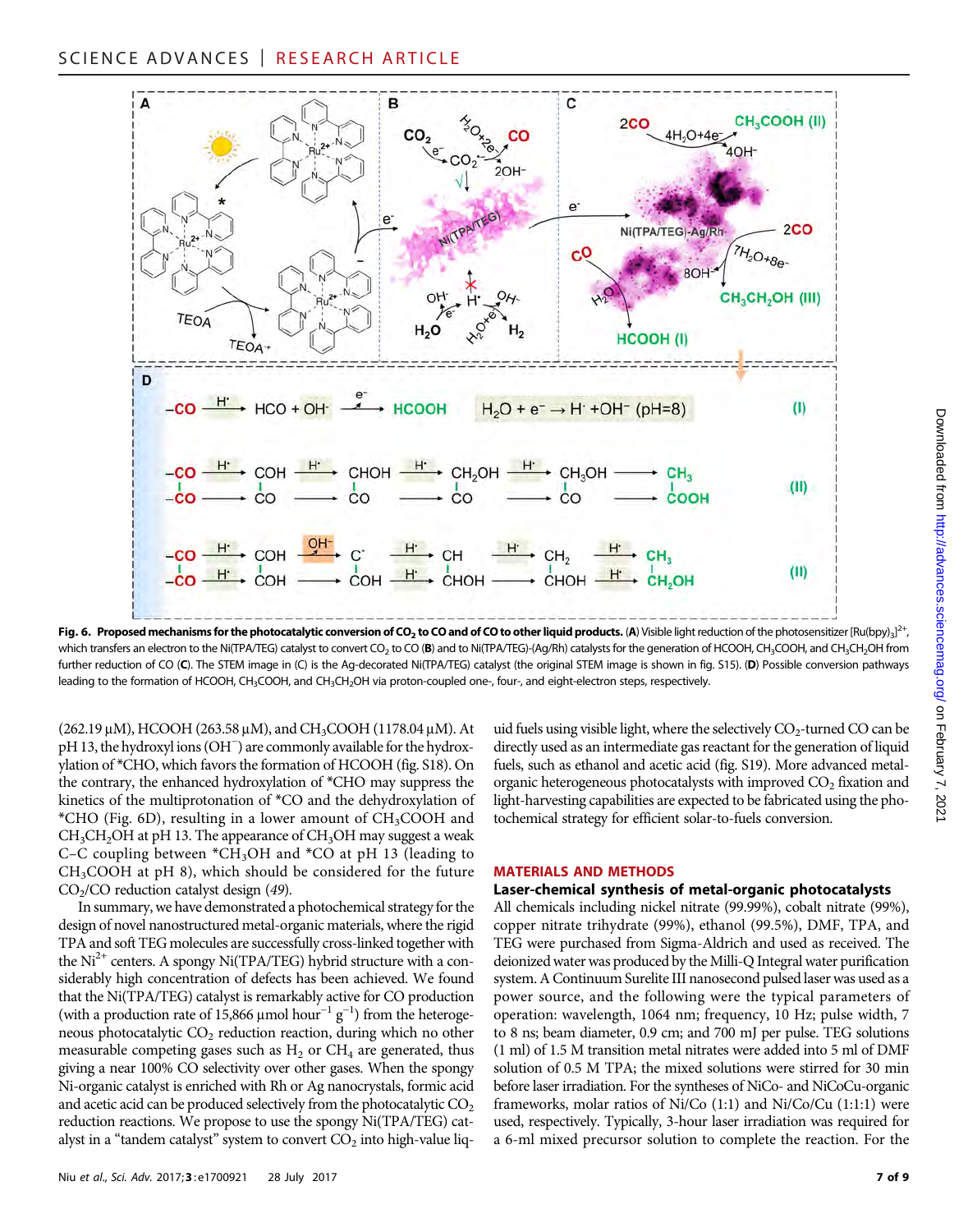**Fig. 6. Proposed mechanisms for the photocatalytic conversion of $CO_2$ to CO and of CO to other liquid products.** (**A**) Visible light reduction of the photosensitizer $[Ru(bpy)_3]^{2+}$, which transfers an electron to the Ni(TPA/TEG) catalyst to convert $CO_2$ to CO (**B**) and to Ni(TPA/TEG)-(Ag/Rh) catalysts for the generation of HCOOH, $CH_3COOH$, and $CH_3CH_2OH$ from further reduction of CO (**C**). The STEM image in (C) is the Ag-decorated Ni(TPA/TEG) catalyst (the original STEM image is shown in fig. S15). (**D**) Possible conversion pathways leading to the formation of HCOOH, $CH_3COOH$, and $CH_3CH_2OH$ via proton-coupled one-, four-, and eight-electron steps, respectively.

(262.19 μM), HCOOH (263.58 μM), and $CH_3COOH$ (1178.04 μM). At pH 13, the hydroxyl ions ($OH^-$) are commonly available for the hydroxylation of *CHO, which favors the formation of HCOOH (fig. S18). On the contrary, the enhanced hydroxylation of *CHO may suppress the kinetics of the multiprotonation of *CO and the dehydroxylation of *CHO (Fig. 6D), resulting in a lower amount of $CH_3COOH$ and $CH_3CH_2OH$ at pH 13. The appearance of $CH_3OH$ may suggest a weak C–C coupling between *$CH_3OH$ and *CO at pH 13 (leading to $CH_3COOH$ at pH 8), which should be considered for the future $CO_2$/CO reduction catalyst design (*49*).

In summary, we have demonstrated a photochemical strategy for the design of novel nanostructured metal-organic materials, where the rigid TPA and soft TEG molecules are successfully cross-linked together with the $Ni^{2+}$ centers. A spongy Ni(TPA/TEG) hybrid structure with a considerably high concentration of defects has been achieved. We found that the Ni(TPA/TEG) catalyst is remarkably active for CO production (with a production rate of 15,866 μmol $hour^{-1}$ $g^{-1}$) from the heterogeneous photocatalytic $CO_2$ reduction reaction, during which no other measurable competing gases such as $H_2$ or $CH_4$ are generated, thus giving a near 100% CO selectivity over other gases. When the spongy Ni-organic catalyst is enriched with Rh or Ag nanocrystals, formic acid and acetic acid can be produced selectively from the photocatalytic $CO_2$ reduction reactions. We propose to use the spongy Ni(TPA/TEG) catalyst in a "tandem catalyst" system to convert $CO_2$ into high-value liquid fuels using visible light, where the selectively $CO_2$-turned CO can be directly used as an intermediate gas reactant for the generation of liquid fuels, such as ethanol and acetic acid (fig. S19). More advanced metal-organic heterogeneous photocatalysts with improved $CO_2$ fixation and light-harvesting capabilities are expected to be fabricated using the photochemical strategy for efficient solar-to-fuels conversion.

## MATERIALS AND METHODS

### Laser-chemical synthesis of metal-organic photocatalysts

All chemicals including nickel nitrate (99.99%), cobalt nitrate (99%), copper nitrate trihydrate (99%), ethanol (99.5%), DMF, TPA, and TEG were purchased from Sigma-Aldrich and used as received. The deionized water was produced by the Milli-Q Integral water purification system. A Continuum Surelite III nanosecond pulsed laser was used as a power source, and the following were the typical parameters of operation: wavelength, 1064 nm; frequency, 10 Hz; pulse width, 7 to 8 ns; beam diameter, 0.9 cm; and 700 mJ per pulse. TEG solutions (1 ml) of 1.5 M transition metal nitrates were added into 5 ml of DMF solution of 0.5 M TPA; the mixed solutions were stirred for 30 min before laser irradiation. For the syntheses of NiCo- and NiCoCu-organic frameworks, molar ratios of Ni/Co (1:1) and Ni/Co/Cu (1:1:1) were used, respectively. Typically, 3-hour laser irradiation was required for a 6-ml mixed precursor solution to complete the reaction. For the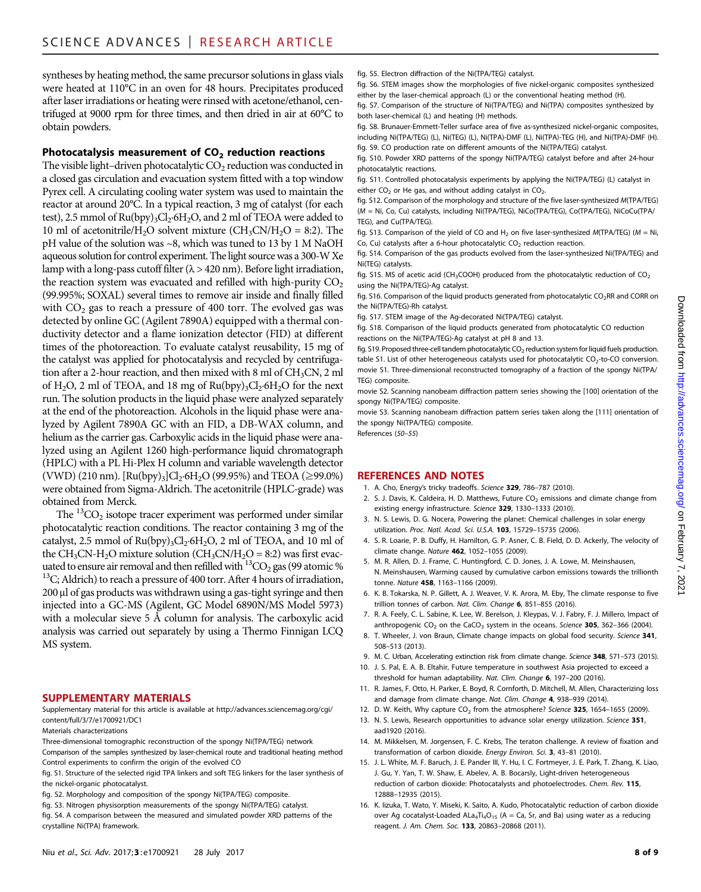syntheses by heating method, the same precursor solutions in glass vials were heated at 110°C in an oven for 48 hours. Precipitates produced after laser irradiations or heating were rinsed with acetone/ethanol, centrifuged at 9000 rpm for three times, and then dried in air at 60°C to obtain powders.

### Photocatalysis measurement of $CO_2$ reduction reactions

The visible light–driven photocatalytic $CO_2$ reduction was conducted in a closed gas circulation and evacuation system fitted with a top window Pyrex cell. A circulating cooling water system was used to maintain the reactor at around 20°C. In a typical reaction, 3 mg of catalyst (for each test), 2.5 mmol of $Ru(bpy)_3Cl_2{\cdot}6H_2O$, and 2 ml of TEOA were added to 10 ml of acetonitrile/$H_2O$ solvent mixture ($CH_3CN/H_2O$ = 8:2). The pH value of the solution was ~8, which was tuned to 13 by 1 M NaOH aqueous solution for control experiment. The light source was a 300-W Xe lamp with a long-pass cutoff filter ($\lambda > 420$ nm). Before light irradiation, the reaction system was evacuated and refilled with high-purity $CO_2$ (99.995%; SOXAL) several times to remove air inside and finally filled with $CO_2$ gas to reach a pressure of 400 torr. The evolved gas was detected by online GC (Agilent 7890A) equipped with a thermal conductivity detector and a flame ionization detector (FID) at different times of the photoreaction. To evaluate catalyst reusability, 15 mg of the catalyst was applied for photocatalysis and recycled by centrifugation after a 2-hour reaction, and then mixed with 8 ml of $CH_3CN$, 2 ml of $H_2O$, 2 ml of TEOA, and 18 mg of $Ru(bpy)_3Cl_2{\cdot}6H_2O$ for the next run. The solution products in the liquid phase were analyzed separately at the end of the photoreaction. Alcohols in the liquid phase were analyzed by Agilent 7890A GC with an FID, a DB-WAX column, and helium as the carrier gas. Carboxylic acids in the liquid phase were analyzed using an Agilent 1260 high-performance liquid chromatograph (HPLC) with a PL Hi-Plex H column and variable wavelength detector (VWD) (210 nm). $[Ru(bpy)_3]Cl_2{\cdot}6H_2O$ (99.95%) and TEOA (≥99.0%) were obtained from Sigma-Aldrich. The acetonitrile (HPLC-grade) was obtained from Merck.

The $^{13}CO_2$ isotope tracer experiment was performed under similar photocatalytic reaction conditions. The reactor containing 3 mg of the catalyst, 2.5 mmol of $Ru(bpy)_3Cl_2{\cdot}6H_2O$, 2 ml of TEOA, and 10 ml of the $CH_3CN$-$H_2O$ mixture solution ($CH_3CN/H_2O$ = 8:2) was first evacuated to ensure air removal and then refilled with $^{13}CO_2$ gas (99 atomic % $^{13}C$; Aldrich) to reach a pressure of 400 torr. After 4 hours of irradiation, 200 μl of gas products was withdrawn using a gas-tight syringe and then injected into a GC-MS (Agilent, GC Model 6890N/MS Model 5973) with a molecular sieve 5 Å column for analysis. The carboxylic acid analysis was carried out separately by using a Thermo Finnigan LCQ MS system.

## SUPPLEMENTARY MATERIALS

Supplementary material for this article is available at http://advances.sciencemag.org/cgi/content/full/3/7/e1700921/DC1

Materials characterizations

Three-dimensional tomographic reconstruction of the spongy Ni(TPA/TEG) network

Comparison of the samples synthesized by laser-chemical route and traditional heating method

Control experiments to confirm the origin of the evolved CO

fig. S1. Structure of the selected rigid TPA linkers and soft TEG linkers for the laser synthesis of the nickel-organic photocatalyst.

fig. S2. Morphology and composition of the spongy Ni(TPA/TEG) composite.

fig. S3. Nitrogen physisorption measurements of the spongy Ni(TPA/TEG) catalyst.

fig. S4. A comparison between the measured and simulated powder XRD patterns of the crystalline Ni(TPA) framework.

fig. S5. Electron diffraction of the Ni(TPA/TEG) catalyst.

fig. S6. STEM images show the morphologies of five nickel-organic composites synthesized either by the laser-chemical approach (L) or the conventional heating method (H).

fig. S7. Comparison of the structure of Ni(TPA/TEG) and Ni(TPA) composites synthesized by both laser-chemical (L) and heating (H) methods.

fig. S8. Brunauer-Emmett-Teller surface area of five as-synthesized nickel-organic composites, including Ni(TPA/TEG) (L), Ni(TEG) (L), Ni(TPA)-DMF (L), Ni(TPA)-TEG (H), and Ni(TPA)-DMF (H).

fig. S9. CO production rate on different amounts of the Ni(TPA/TEG) catalyst.

fig. S10. Powder XRD patterns of the spongy Ni(TPA/TEG) catalyst before and after 24-hour photocatalytic reactions.

fig. S11. Controlled photocatalysis experiments by applying the Ni(TPA/TEG) (L) catalyst in either $CO_2$ or He gas, and without adding catalyst in $CO_2$.

fig. S12. Comparison of the morphology and structure of the five laser-synthesized *M*(TPA/TEG) (*M* = Ni, Co, Cu) catalysts, including Ni(TPA/TEG), NiCo(TPA/TEG), Co(TPA/TEG), NiCoCu(TPA/TEG), and Cu(TPA/TEG).

fig. S13. Comparison of the yield of CO and $H_2$ on five laser-synthesized *M*(TPA/TEG) (*M* = Ni, Co, Cu) catalysts after a 6-hour photocatalytic $CO_2$ reduction reaction.

fig. S14. Comparison of the gas products evolved from the laser-synthesized Ni(TPA/TEG) and Ni(TEG) catalysts.

fig. S15. MS of acetic acid ($CH_3COOH$) produced from the photocatalytic reduction of $CO_2$ using the Ni(TPA/TEG)-Ag catalyst.

fig. S16. Comparison of the liquid products generated from photocatalytic $CO_2$RR and CORR on the Ni(TPA/TEG)-Rh catalyst.

fig. S17. STEM image of the Ag-decorated Ni(TPA/TEG) catalyst.

fig. S18. Comparison of the liquid products generated from photocatalytic CO reduction reactions on the Ni(TPA/TEG)-Ag catalyst at pH 8 and 13.

fig. S19. Proposed three-cell tandem photocatalytic $CO_2$ reduction system for liquid fuels production.

table S1. List of other heterogeneous catalysts used for photocatalytic $CO_2$-to-CO conversion.

movie S1. Three-dimensional reconstructed tomography of a fraction of the spongy Ni(TPA/TEG) composite.

movie S2. Scanning nanobeam diffraction pattern series showing the [100] orientation of the spongy Ni(TPA/TEG) composite.

movie S3. Scanning nanobeam diffraction pattern series taken along the [111] orientation of the spongy Ni(TPA/TEG) composite.

References (*50*–*55*)

## REFERENCES AND NOTES

1. A. Cho, Energy's tricky tradeoffs. *Science* **329**, 786–787 (2010).
2. S. J. Davis, K. Caldeira, H. D. Matthews, Future $CO_2$ emissions and climate change from existing energy infrastructure. *Science* **329**, 1330–1333 (2010).
3. N. S. Lewis, D. G. Nocera, Powering the planet: Chemical challenges in solar energy utilization. *Proc. Natl. Acad. Sci. U.S.A.* **103**, 15729–15735 (2006).
4. S. R. Loarie, P. B. Duffy, H. Hamilton, G. P. Asner, C. B. Field, D. D. Ackerly, The velocity of climate change. *Nature* **462**, 1052–1055 (2009).
5. M. R. Allen, D. J. Frame, C. Huntingford, C. D. Jones, J. A. Lowe, M. Meinshausen, N. Meinshausen, Warming caused by cumulative carbon emissions towards the trillionth tonne. *Nature* **458**, 1163–1166 (2009).
6. K. B. Tokarska, N. P. Gillett, A. J. Weaver, V. K. Arora, M. Eby, The climate response to five trillion tonnes of carbon. *Nat. Clim. Change* **6**, 851–855 (2016).
7. R. A. Feely, C. L. Sabine, K. Lee, W. Berelson, J. Kleypas, V. J. Fabry, F. J. Millero, Impact of anthropogenic $CO_2$ on the $CaCO_3$ system in the oceans. *Science* **305**, 362–366 (2004).
8. T. Wheeler, J. von Braun, Climate change impacts on global food security. *Science* **341**, 508–513 (2013).
9. M. C. Urban, Accelerating extinction risk from climate change. *Science* **348**, 571–573 (2015).
10. J. S. Pal, E. A. B. Eltahir, Future temperature in southwest Asia projected to exceed a threshold for human adaptability. *Nat. Clim. Change* **6**, 197–200 (2016).
11. R. James, F. Otto, H. Parker, E. Boyd, R. Cornforth, D. Mitchell, M. Allen, Characterizing loss and damage from climate change. *Nat. Clim. Change* **4**, 938–939 (2014).
12. D. W. Keith, Why capture $CO_2$ from the atmosphere? *Science* **325**, 1654–1655 (2009).
13. N. S. Lewis, Research opportunities to advance solar energy utilization. *Science* **351**, aad1920 (2016).
14. M. Mikkelsen, M. Jorgensen, F. C. Krebs, The teraton challenge. A review of fixation and transformation of carbon dioxide. *Energy Environ. Sci.* **3**, 43–81 (2010).
15. J. L. White, M. F. Baruch, J. E. Pander III, Y. Hu, I. C. Fortmeyer, J. E. Park, T. Zhang, K. Liao, J. Gu, Y. Yan, T. W. Shaw, E. Abelev, A. B. Bocarsly, Light-driven heterogeneous reduction of carbon dioxide: Photocatalysts and photoelectrodes. *Chem. Rev.* **115**, 12888–12935 (2015).
16. K. Iizuka, T. Wato, Y. Miseki, K. Saito, A. Kudo, Photocatalytic reduction of carbon dioxide over Ag cocatalyst-Loaded $ALa_4Ti_4O_{15}$ (A = Ca, Sr, and Ba) using water as a reducing reagent. *J. Am. Chem. Soc.* **133**, 20863–20868 (2011).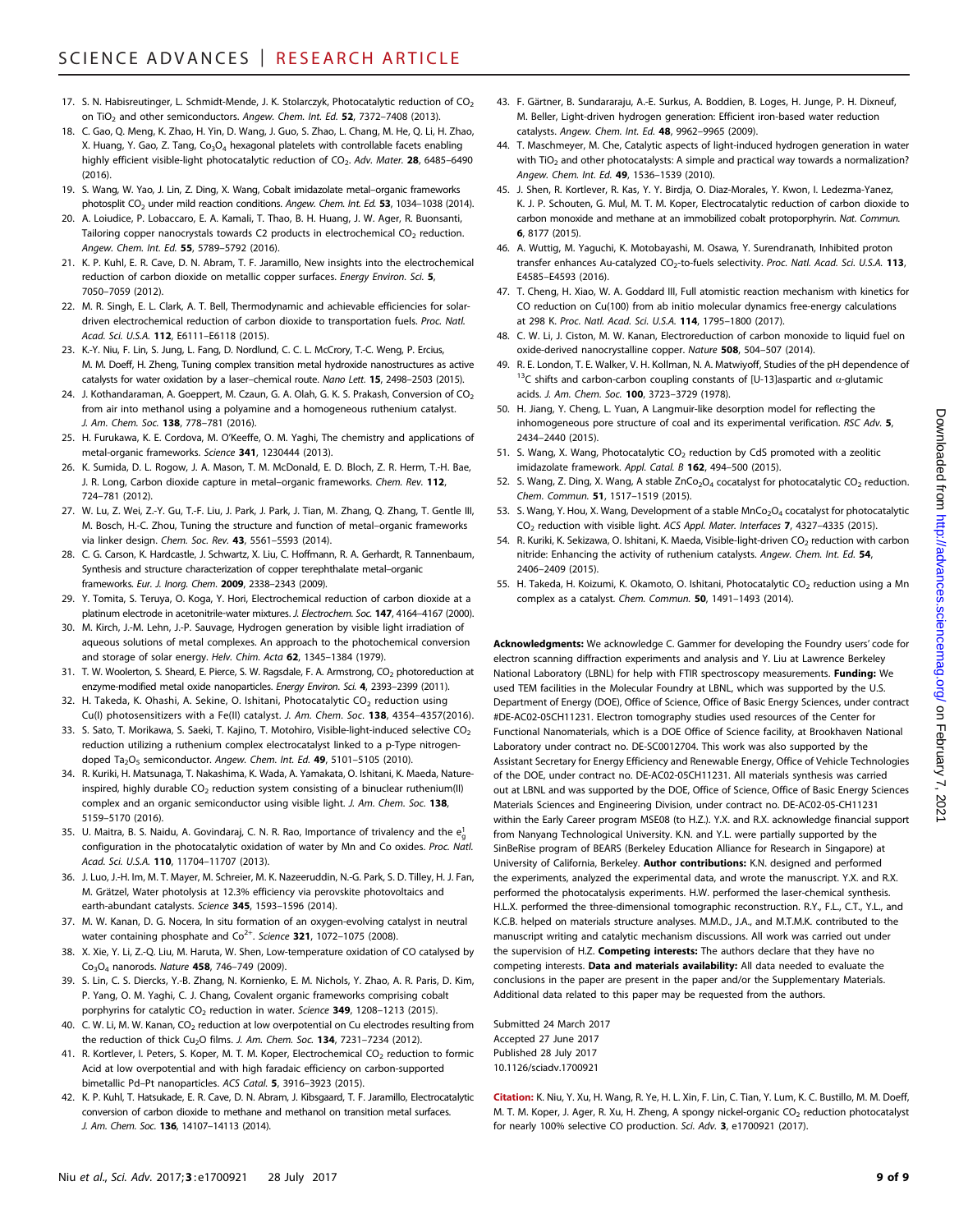17. S. N. Habisreutinger, L. Schmidt-Mende, J. K. Stolarczyk, Photocatalytic reduction of $CO_2$ on $TiO_2$ and other semiconductors. *Angew. Chem. Int. Ed.* **52**, 7372–7408 (2013).
18. C. Gao, Q. Meng, K. Zhao, H. Yin, D. Wang, J. Guo, S. Zhao, L. Chang, M. He, Q. Li, H. Zhao, X. Huang, Y. Gao, Z. Tang, $Co_3O_4$ hexagonal platelets with controllable facets enabling highly efficient visible-light photocatalytic reduction of $CO_2$. *Adv. Mater.* **28**, 6485–6490 (2016).
19. S. Wang, W. Yao, J. Lin, Z. Ding, X. Wang, Cobalt imidazolate metal–organic frameworks photosplit $CO_2$ under mild reaction conditions. *Angew. Chem. Int. Ed.* **53**, 1034–1038 (2014).
20. A. Loiudice, P. Lobaccaro, E. A. Kamali, T. Thao, B. H. Huang, J. W. Ager, R. Buonsanti, Tailoring copper nanocrystals towards C2 products in electrochemical $CO_2$ reduction. *Angew. Chem. Int. Ed.* **55**, 5789–5792 (2016).
21. K. P. Kuhl, E. R. Cave, D. N. Abram, T. F. Jaramillo, New insights into the electrochemical reduction of carbon dioxide on metallic copper surfaces. *Energy Environ. Sci.* **5**, 7050–7059 (2012).
22. M. R. Singh, E. L. Clark, A. T. Bell, Thermodynamic and achievable efficiencies for solar-driven electrochemical reduction of carbon dioxide to transportation fuels. *Proc. Natl. Acad. Sci. U.S.A.* **112**, E6111–E6118 (2015).
23. K.-Y. Niu, F. Lin, S. Jung, L. Fang, D. Nordlund, C. C. L. McCrory, T.-C. Weng, P. Ercius, M. M. Doeff, H. Zheng, Tuning complex transition metal hydroxide nanostructures as active catalysts for water oxidation by a laser–chemical route. *Nano Lett.* **15**, 2498–2503 (2015).
24. J. Kothandaraman, A. Goeppert, M. Czaun, G. A. Olah, G. K. S. Prakash, Conversion of $CO_2$ from air into methanol using a polyamine and a homogeneous ruthenium catalyst. *J. Am. Chem. Soc.* **138**, 778–781 (2016).
25. H. Furukawa, K. E. Cordova, M. O'Keeffe, O. M. Yaghi, The chemistry and applications of metal-organic frameworks. *Science* **341**, 1230444 (2013).
26. K. Sumida, D. L. Rogow, J. A. Mason, T. M. McDonald, E. D. Bloch, Z. R. Herm, T.-H. Bae, J. R. Long, Carbon dioxide capture in metal–organic frameworks. *Chem. Rev.* **112**, 724–781 (2012).
27. W. Lu, Z. Wei, Z.-Y. Gu, T.-F. Liu, J. Park, J. Park, J. Tian, M. Zhang, Q. Zhang, T. Gentle III, M. Bosch, H.-C. Zhou, Tuning the structure and function of metal–organic frameworks via linker design. *Chem. Soc. Rev.* **43**, 5561–5593 (2014).
28. C. G. Carson, K. Hardcastle, J. Schwartz, X. Liu, C. Hoffmann, R. A. Gerhardt, R. Tannenbaum, Synthesis and structure characterization of copper terephthalate metal–organic frameworks. *Eur. J. Inorg. Chem.* **2009**, 2338–2343 (2009).
29. Y. Tomita, S. Teruya, O. Koga, Y. Hori, Electrochemical reduction of carbon dioxide at a platinum electrode in acetonitrile-water mixtures. *J. Electrochem. Soc.* **147**, 4164–4167 (2000).
30. M. Kirch, J.-M. Lehn, J.-P. Sauvage, Hydrogen generation by visible light irradiation of aqueous solutions of metal complexes. An approach to the photochemical conversion and storage of solar energy. *Helv. Chim. Acta* **62**, 1345–1384 (1979).
31. T. W. Woolerton, S. Sheard, E. Pierce, S. W. Ragsdale, F. A. Armstrong, $CO_2$ photoreduction at enzyme-modified metal oxide nanoparticles. *Energy Environ. Sci.* **4**, 2393–2399 (2011).
32. H. Takeda, K. Ohashi, A. Sekine, O. Ishitani, Photocatalytic $CO_2$ reduction using Cu(I) photosensitizers with a Fe(II) catalyst. *J. Am. Chem. Soc.* **138**, 4354–4357(2016).
33. S. Sato, T. Morikawa, S. Saeki, T. Kajino, T. Motohiro, Visible-light-induced selective $CO_2$ reduction utilizing a ruthenium complex electrocatalyst linked to a p-Type nitrogen-doped $Ta_2O_5$ semiconductor. *Angew. Chem. Int. Ed.* **49**, 5101–5105 (2010).
34. R. Kuriki, H. Matsunaga, T. Nakashima, K. Wada, A. Yamakata, O. Ishitani, K. Maeda, Nature-inspired, highly durable $CO_2$ reduction system consisting of a binuclear ruthenium(II) complex and an organic semiconductor using visible light. *J. Am. Chem. Soc.* **138**, 5159–5170 (2016).
35. U. Maitra, B. S. Naidu, A. Govindaraj, C. N. R. Rao, Importance of trivalency and the $e_g^1$ configuration in the photocatalytic oxidation of water by Mn and Co oxides. *Proc. Natl. Acad. Sci. U.S.A.* **110**, 11704–11707 (2013).
36. J. Luo, J.-H. Im, M. T. Mayer, M. Schreier, M. K. Nazeeruddin, N.-G. Park, S. D. Tilley, H. J. Fan, M. Grätzel, Water photolysis at 12.3% efficiency via perovskite photovoltaics and earth-abundant catalysts. *Science* **345**, 1593–1596 (2014).
37. M. W. Kanan, D. G. Nocera, In situ formation of an oxygen-evolving catalyst in neutral water containing phosphate and $Co^{2+}$. *Science* **321**, 1072–1075 (2008).
38. X. Xie, Y. Li, Z.-Q. Liu, M. Haruta, W. Shen, Low-temperature oxidation of CO catalysed by $Co_3O_4$ nanorods. *Nature* **458**, 746–749 (2009).
39. S. Lin, C. S. Diercks, Y.-B. Zhang, N. Kornienko, E. M. Nichols, Y. Zhao, A. R. Paris, D. Kim, P. Yang, O. M. Yaghi, C. J. Chang, Covalent organic frameworks comprising cobalt porphyrins for catalytic $CO_2$ reduction in water. *Science* **349**, 1208–1213 (2015).
40. C. W. Li, M. W. Kanan, $CO_2$ reduction at low overpotential on Cu electrodes resulting from the reduction of thick $Cu_2O$ films. *J. Am. Chem. Soc.* **134**, 7231–7234 (2012).
41. R. Kortlever, I. Peters, S. Koper, M. T. M. Koper, Electrochemical $CO_2$ reduction to formic Acid at low overpotential and with high faradaic efficiency on carbon-supported bimetallic Pd–Pt nanoparticles. *ACS Catal.* **5**, 3916–3923 (2015).
42. K. P. Kuhl, T. Hatsukade, E. R. Cave, D. N. Abram, J. Kibsgaard, T. F. Jaramillo, Electrocatalytic conversion of carbon dioxide to methane and methanol on transition metal surfaces. *J. Am. Chem. Soc.* **136**, 14107–14113 (2014).
43. F. Gärtner, B. Sundararaju, A.-E. Surkus, A. Boddien, B. Loges, H. Junge, P. H. Dixneuf, M. Beller, Light-driven hydrogen generation: Efficient iron-based water reduction catalysts. *Angew. Chem. Int. Ed.* **48**, 9962–9965 (2009).
44. T. Maschmeyer, M. Che, Catalytic aspects of light-induced hydrogen generation in water with $TiO_2$ and other photocatalysts: A simple and practical way towards a normalization? *Angew. Chem. Int. Ed.* **49**, 1536–1539 (2010).
45. J. Shen, R. Kortlever, R. Kas, Y. Y. Birdja, O. Diaz-Morales, Y. Kwon, I. Ledezma-Yanez, K. J. P. Schouten, G. Mul, M. T. M. Koper, Electrocatalytic reduction of carbon dioxide to carbon monoxide and methane at an immobilized cobalt protoporphyrin. *Nat. Commun.* **6**, 8177 (2015).
46. A. Wuttig, M. Yaguchi, K. Motobayashi, M. Osawa, Y. Surendranath, Inhibited proton transfer enhances Au-catalyzed $CO_2$-to-fuels selectivity. *Proc. Natl. Acad. Sci. U.S.A.* **113**, E4585–E4593 (2016).
47. T. Cheng, H. Xiao, W. A. Goddard III, Full atomistic reaction mechanism with kinetics for CO reduction on Cu(100) from ab initio molecular dynamics free-energy calculations at 298 K. *Proc. Natl. Acad. Sci. U.S.A.* **114**, 1795–1800 (2017).
48. C. W. Li, J. Ciston, M. W. Kanan, Electroreduction of carbon monoxide to liquid fuel on oxide-derived nanocrystalline copper. *Nature* **508**, 504–507 (2014).
49. R. E. London, T. E. Walker, V. H. Kollman, N. A. Matwiyoff, Studies of the pH dependence of $^{13}C$ shifts and carbon-carbon coupling constants of [U-13]aspartic and α-glutamic acids. *J. Am. Chem. Soc.* **100**, 3723–3729 (1978).
50. H. Jiang, Y. Cheng, L. Yuan, A Langmuir-like desorption model for reflecting the inhomogeneous pore structure of coal and its experimental verification. *RSC Adv.* **5**, 2434–2440 (2015).
51. S. Wang, X. Wang, Photocatalytic $CO_2$ reduction by CdS promoted with a zeolitic imidazolate framework. *Appl. Catal. B* **162**, 494–500 (2015).
52. S. Wang, Z. Ding, X. Wang, A stable $ZnCo_2O_4$ cocatalyst for photocatalytic $CO_2$ reduction. *Chem. Commun.* **51**, 1517–1519 (2015).
53. S. Wang, Y. Hou, X. Wang, Development of a stable $MnCo_2O_4$ cocatalyst for photocatalytic $CO_2$ reduction with visible light. *ACS Appl. Mater. Interfaces* **7**, 4327–4335 (2015).
54. R. Kuriki, K. Sekizawa, O. Ishitani, K. Maeda, Visible-light-driven $CO_2$ reduction with carbon nitride: Enhancing the activity of ruthenium catalysts. *Angew. Chem. Int. Ed.* **54**, 2406–2409 (2015).
55. H. Takeda, H. Koizumi, K. Okamoto, O. Ishitani, Photocatalytic $CO_2$ reduction using a Mn complex as a catalyst. *Chem. Commun.* **50**, 1491–1493 (2014).

**Acknowledgments:** We acknowledge C. Gammer for developing the Foundry users' code for electron scanning diffraction experiments and analysis and Y. Liu at Lawrence Berkeley National Laboratory (LBNL) for help with FTIR spectroscopy measurements. **Funding:** We used TEM facilities in the Molecular Foundry at LBNL, which was supported by the U.S. Department of Energy (DOE), Office of Science, Office of Basic Energy Sciences, under contract #DE-AC02-05CH11231. Electron tomography studies used resources of the Center for Functional Nanomaterials, which is a DOE Office of Science facility, at Brookhaven National Laboratory under contract no. DE-SC0012704. This work was also supported by the Assistant Secretary for Energy Efficiency and Renewable Energy, Office of Vehicle Technologies of the DOE, under contract no. DE-AC02-05CH11231. All materials synthesis was carried out at LBNL and was supported by the DOE, Office of Science, Office of Basic Energy Sciences Materials Sciences and Engineering Division, under contract no. DE-AC02-05-CH11231 within the Early Career program MSE08 (to H.Z.). Y.X. and R.X. acknowledge financial support from Nanyang Technological University. K.N. and Y.L. were partially supported by the SinBeRise program of BEARS (Berkeley Education Alliance for Research in Singapore) at University of California, Berkeley. **Author contributions:** K.N. designed and performed the experiments, analyzed the experimental data, and wrote the manuscript. Y.X. and R.X. performed the photocatalysis experiments. H.W. performed the laser-chemical synthesis. H.L.X. performed the three-dimensional tomographic reconstruction. R.Y., F.L., C.T., Y.L., and K.C.B. helped on materials structure analyses. M.M.D., J.A., and M.T.M.K. contributed to the manuscript writing and catalytic mechanism discussions. All work was carried out under the supervision of H.Z. **Competing interests:** The authors declare that they have no competing interests. **Data and materials availability:** All data needed to evaluate the conclusions in the paper are present in the paper and/or the Supplementary Materials. Additional data related to this paper may be requested from the authors.

Submitted 24 March 2017
Accepted 27 June 2017
Published 28 July 2017
10.1126/sciadv.1700921

**Citation:** K. Niu, Y. Xu, H. Wang, R. Ye, H. L. Xin, F. Lin, C. Tian, Y. Lum, K. C. Bustillo, M. M. Doeff, M. T. M. Koper, J. Ager, R. Xu, H. Zheng, A spongy nickel-organic $CO_2$ reduction photocatalyst for nearly 100% selective CO production. *Sci. Adv.* **3**, e1700921 (2017).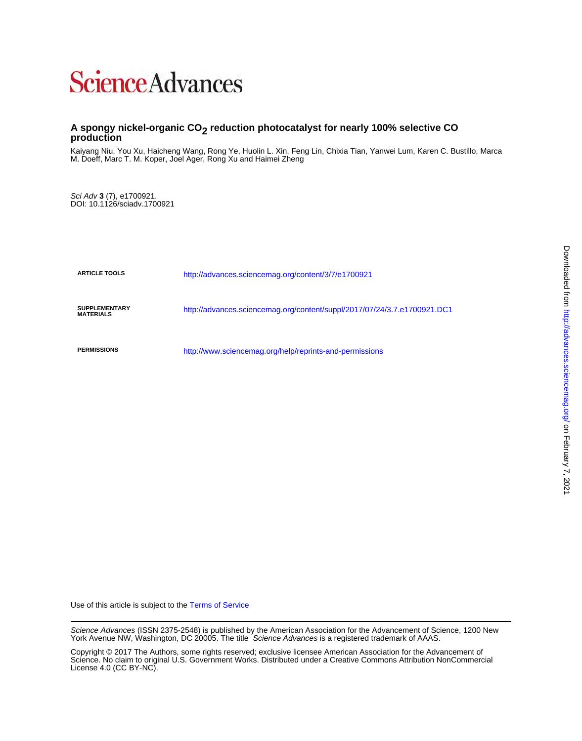# Science Advances

**A spongy nickel-organic $CO_2$ reduction photocatalyst for nearly 100% selective CO production**

Kaiyang Niu, You Xu, Haicheng Wang, Rong Ye, Huolin L. Xin, Feng Lin, Chixia Tian, Yanwei Lum, Karen C. Bustillo, Marca M. Doeff, Marc T. M. Koper, Joel Ager, Rong Xu and Haimei Zheng

*Sci Adv* **3** (7), e1700921.
DOI: 10.1126/sciadv.1700921

| | |
|---|---|
| **ARTICLE TOOLS** | http://advances.sciencemag.org/content/3/7/e1700921 |
| **SUPPLEMENTARY MATERIALS** | http://advances.sciencemag.org/content/suppl/2017/07/24/3.7.e1700921.DC1 |
| **PERMISSIONS** | http://www.sciencemag.org/help/reprints-and-permissions |

Use of this article is subject to the Terms of Service

*Science Advances* (ISSN 2375-2548) is published by the American Association for the Advancement of Science, 1200 New York Avenue NW, Washington, DC 20005. The title *Science Advances* is a registered trademark of AAAS.

Copyright © 2017 The Authors, some rights reserved; exclusive licensee American Association for the Advancement of Science. No claim to original U.S. Government Works. Distributed under a Creative Commons Attribution NonCommercial License 4.0 (CC BY-NC).